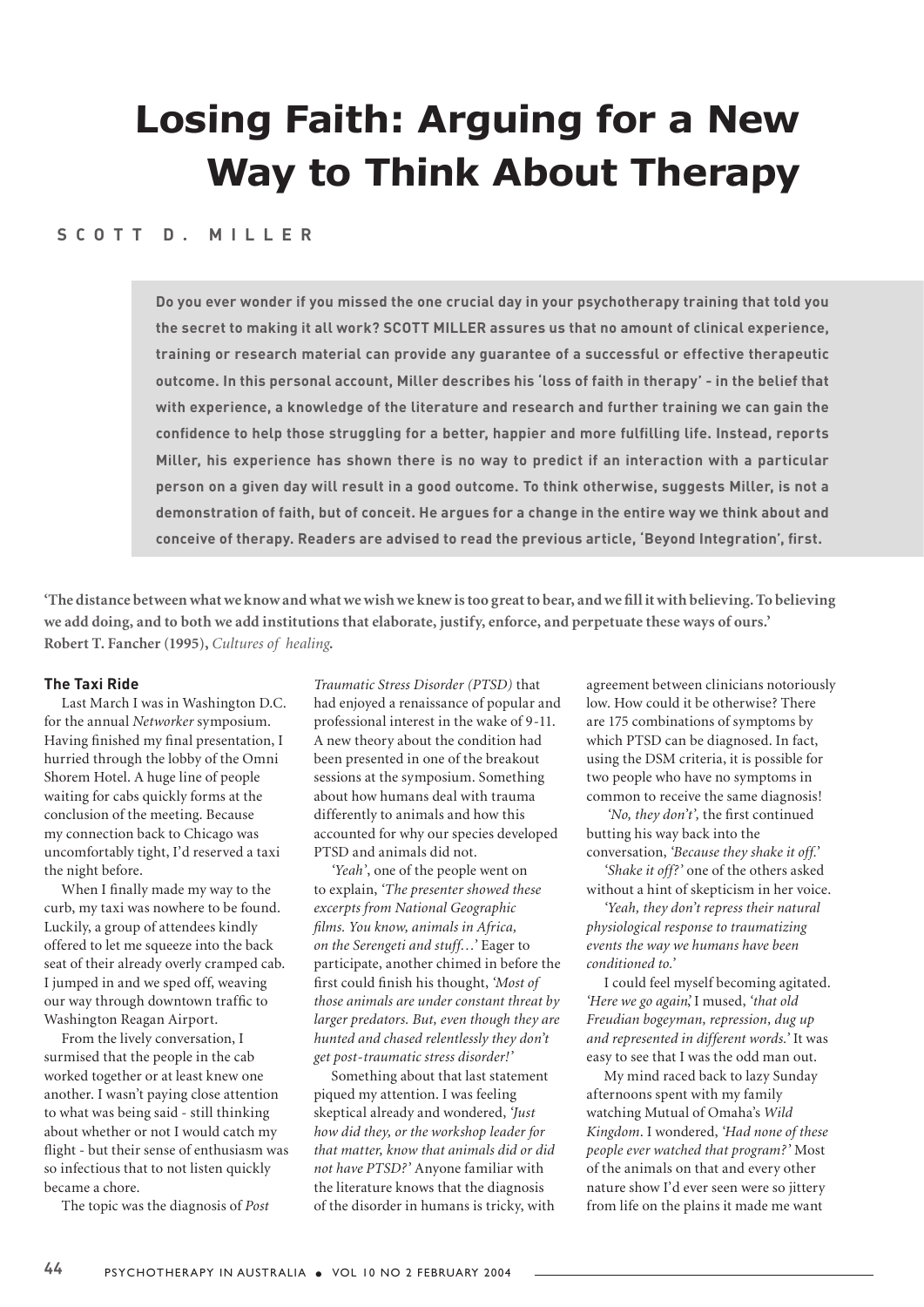# Losing Faith: Arguing for a New Way to Think About Therapy

**SCOTT D. MILLER**

**Do you ever wonder if you missed the one crucial day in your psychotherapy training that told you the secret to making it all work? SCOTT MILLER assures us that no amount of clinical experience, training or research material can provide any guarantee of a successful or effective therapeutic outcome. In this personal account, Miller describes his 'loss of faith in therapy' - in the belief that with experience, a knowledge of the literature and research and further training we can gain the confidence to help those struggling for a better, happier and more fulfilling life. Instead, reports Miller, his experience has shown there is no way to predict if an interaction with a particular person on a given day will result in a good outcome. To think otherwise, suggests Miller, is not a demonstration of faith, but of conceit. He argues for a change in the entire way we think about and conceive of therapy. Readers are advised to read the previous article, 'Beyond Integration', first.**

**'The distance between what we know and what we wish we knew is too great to bear, and we fill it with believing. To believing we add doing, and to both we add institutions that elaborate, justify, enforce, and perpetuate these ways of ours.'**
**Robert T. Fancher (1995),** ***Cultures of healing*****.**

### The Taxi Ride

Last March I was in Washington D.C. for the annual *Networker* symposium. Having finished my final presentation, I hurried through the lobby of the Omni Shorem Hotel. A huge line of people waiting for cabs quickly forms at the conclusion of the meeting. Because my connection back to Chicago was uncomfortably tight, I'd reserved a taxi the night before.

When I finally made my way to the curb, my taxi was nowhere to be found. Luckily, a group of attendees kindly offered to let me squeeze into the back seat of their already overly cramped cab. I jumped in and we sped off, weaving our way through downtown traffic to Washington Reagan Airport.

From the lively conversation, I surmised that the people in the cab worked together or at least knew one another. I wasn't paying close attention to what was being said - still thinking about whether or not I would catch my flight - but their sense of enthusiasm was so infectious that to not listen quickly became a chore.

The topic was the diagnosis of *Post Traumatic Stress Disorder (PTSD)* that had enjoyed a renaissance of popular and professional interest in the wake of 9-11. A new theory about the condition had been presented in one of the breakout sessions at the symposium. Something about how humans deal with trauma differently to animals and how this accounted for why our species developed PTSD and animals did not.

'*Yeah*', one of the people went on to explain, '*The presenter showed these excerpts from National Geographic films. You know, animals in Africa, on the Serengeti and stuff…*' Eager to participate, another chimed in before the first could finish his thought, '*Most of those animals are under constant threat by larger predators. But, even though they are hunted and chased relentlessly they don't get post-traumatic stress disorder!*'

Something about that last statement piqued my attention. I was feeling skeptical already and wondered, '*Just how did they, or the workshop leader for that matter, know that animals did or did not have PTSD?*' Anyone familiar with the literature knows that the diagnosis of the disorder in humans is tricky, with agreement between clinicians notoriously low. How could it be otherwise? There are 175 combinations of symptoms by which PTSD can be diagnosed. In fact, using the DSM criteria, it is possible for two people who have no symptoms in common to receive the same diagnosis!

'*No, they don't*', the first continued butting his way back into the conversation, '*Because they shake it off.*'

'*Shake it off?*' one of the others asked without a hint of skepticism in her voice.

'*Yeah, they don't repress their natural physiological response to traumatizing events the way we humans have been conditioned to.*'

I could feel myself becoming agitated. '*Here we go again*,' I mused, '*that old Freudian bogeyman, repression, dug up and represented in different words.*' It was easy to see that I was the odd man out.

My mind raced back to lazy Sunday afternoons spent with my family watching Mutual of Omaha's *Wild Kingdom*. I wondered, '*Had none of these people ever watched that program?*' Most of the animals on that and every other nature show I'd ever seen were so jittery from life on the plains it made me want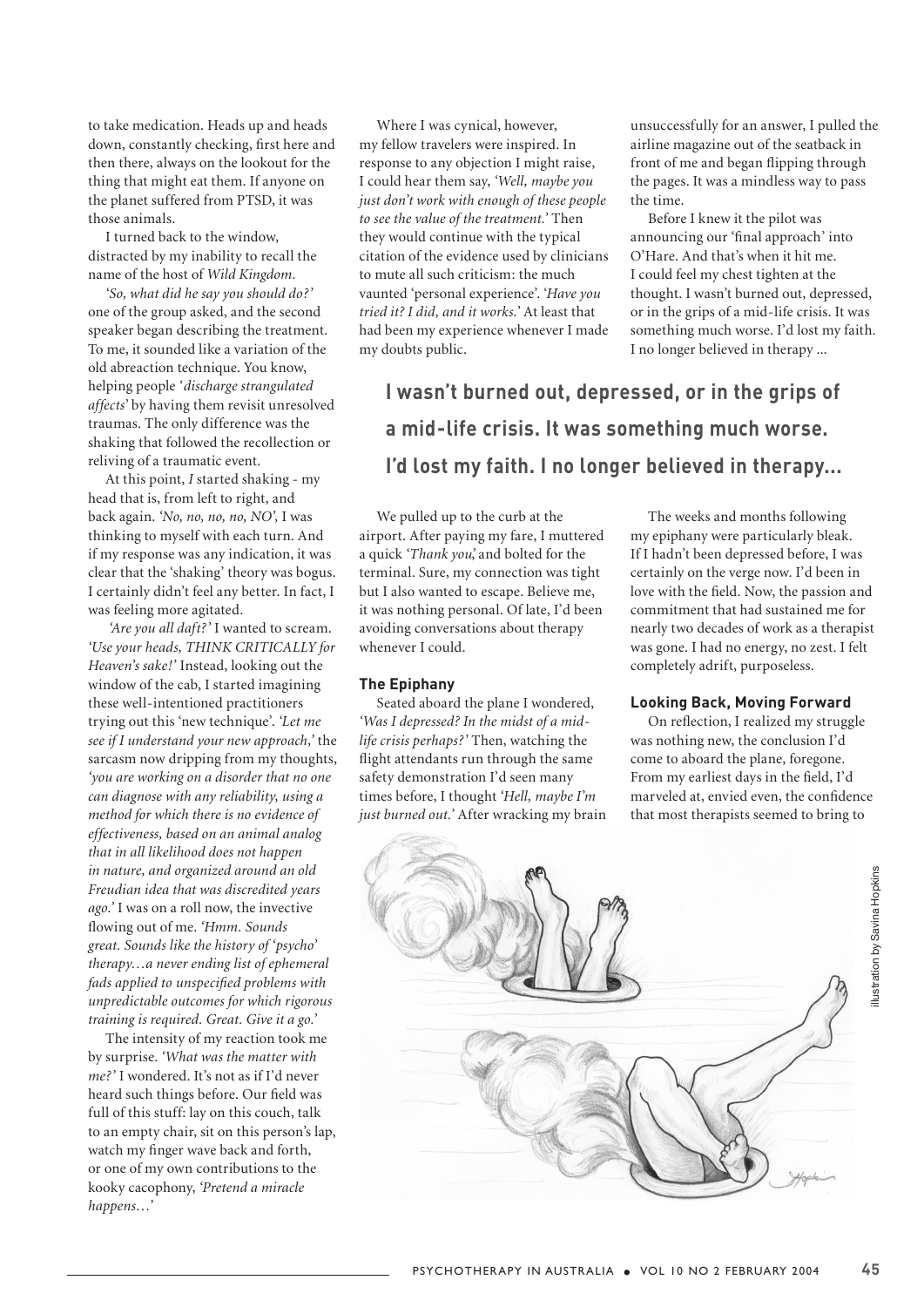to take medication. Heads up and heads down, constantly checking, first here and then there, always on the lookout for the thing that might eat them. If anyone on the planet suffered from PTSD, it was those animals.

I turned back to the window, distracted by my inability to recall the name of the host of *Wild Kingdom.*

*'So, what did he say you should do?'* one of the group asked, and the second speaker began describing the treatment. To me, it sounded like a variation of the old abreaction technique. You know, helping people *'discharge strangulated affects'* by having them revisit unresolved traumas. The only difference was the shaking that followed the recollection or reliving of a traumatic event.

At this point, *I* started shaking - my head that is, from left to right, and back again. *'No, no, no, no, NO',* I was thinking to myself with each turn. And if my response was any indication, it was clear that the 'shaking' theory was bogus. I certainly didn't feel any better. In fact, I was feeling more agitated.

*'Are you all daft?'* I wanted to scream. *'Use your heads, THINK CRITICALLY for Heaven's sake!'* Instead, looking out the window of the cab, I started imagining these well-intentioned practitioners trying out this 'new technique'. *'Let me see if I understand your new approach,'* the sarcasm now dripping from my thoughts, *'you are working on a disorder that no one can diagnose with any reliability, using a method for which there is no evidence of effectiveness, based on an animal analog that in all likelihood does not happen in nature, and organized around an old Freudian idea that was discredited years ago.'* I was on a roll now, the invective flowing out of me. *'Hmm. Sounds great. Sounds like the history of 'psycho' therapy…a never ending list of ephemeral fads applied to unspecified problems with unpredictable outcomes for which rigorous training is required. Great. Give it a go.'*

The intensity of my reaction took me by surprise. *'What was the matter with me?'* I wondered. It's not as if I'd never heard such things before. Our field was full of this stuff: lay on this couch, talk to an empty chair, sit on this person's lap, watch my finger wave back and forth, or one of my own contributions to the kooky cacophony, *'Pretend a miracle happens…'*

Where I was cynical, however, my fellow travelers were inspired. In response to any objection I might raise, I could hear them say, *'Well, maybe you just don't work with enough of these people to see the value of the treatment.'* Then they would continue with the typical citation of the evidence used by clinicians to mute all such criticism: the much vaunted 'personal experience'. *'Have you tried it? I did, and it works.'* At least that had been my experience whenever I made my doubts public.

We pulled up to the curb at the airport. After paying my fare, I muttered a quick *'Thank you',* and bolted for the terminal. Sure, my connection was tight but I also wanted to escape. Believe me, it was nothing personal. Of late, I'd been avoiding conversations about therapy whenever I could.

### The Epiphany

Seated aboard the plane I wondered, *'Was I depressed? In the midst of a mid-life crisis perhaps?'* Then, watching the flight attendants run through the same safety demonstration I'd seen many times before, I thought *'Hell, maybe I'm just burned out.'* After wracking my brain unsuccessfully for an answer, I pulled the airline magazine out of the seatback in front of me and began flipping through the pages. It was a mindless way to pass the time.

Before I knew it the pilot was announcing our 'final approach' into O'Hare. And that's when it hit me. I could feel my chest tighten at the thought. I wasn't burned out, depressed, or in the grips of a mid-life crisis. It was something much worse. I'd lost my faith. I no longer believed in therapy ...

**I wasn't burned out, depressed, or in the grips of a mid-life crisis. It was something much worse. I'd lost my faith. I no longer believed in therapy...**

The weeks and months following my epiphany were particularly bleak. If I hadn't been depressed before, I was certainly on the verge now. I'd been in love with the field. The passion and commitment that had sustained me for nearly two decades of work as a therapist was gone. I had no energy, no zest. I felt completely adrift, purposeless.

### Looking Back, Moving Forward

On reflection, I realized my struggle was nothing new, the conclusion I'd come to aboard the plane, foregone. From my earliest days in the field, I'd marveled at, envied even, the confidence that most therapists seemed to bring to

illustration by Savina Hopkins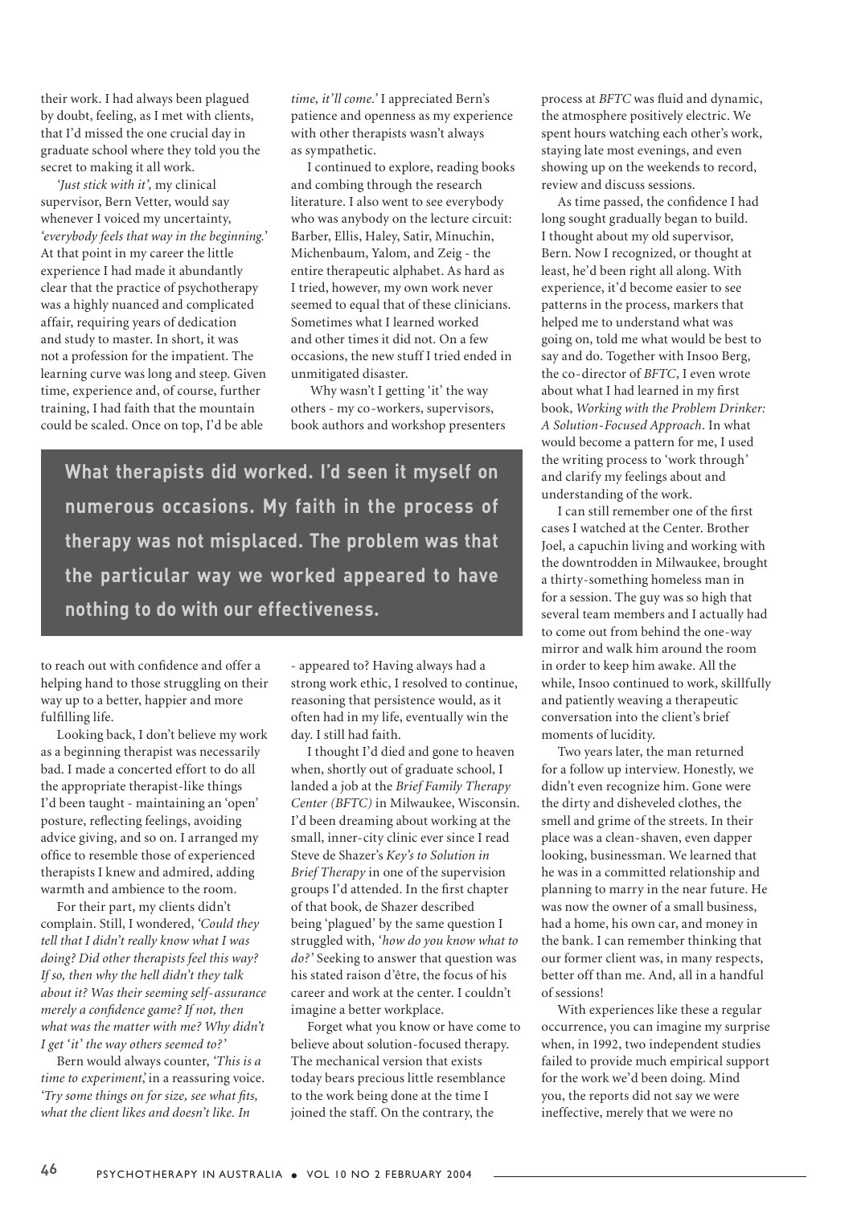their work. I had always been plagued by doubt, feeling, as I met with clients, that I'd missed the one crucial day in graduate school where they told you the secret to making it all work.

*'Just stick with it',* my clinical supervisor, Bern Vetter, would say whenever I voiced my uncertainty, *'everybody feels that way in the beginning.'* At that point in my career the little experience I had made it abundantly clear that the practice of psychotherapy was a highly nuanced and complicated affair, requiring years of dedication and study to master. In short, it was not a profession for the impatient. The learning curve was long and steep. Given time, experience and, of course, further training, I had faith that the mountain could be scaled. Once on top, I'd be able to reach out with confidence and offer a helping hand to those struggling on their way up to a better, happier and more fulfilling life.

Looking back, I don't believe my work as a beginning therapist was necessarily bad. I made a concerted effort to do all the appropriate therapist-like things I'd been taught - maintaining an 'open' posture, reflecting feelings, avoiding advice giving, and so on. I arranged my office to resemble those of experienced therapists I knew and admired, adding warmth and ambience to the room.

For their part, my clients didn't complain. Still, I wondered, *'Could they tell that I didn't really know what I was doing? Did other therapists feel this way? If so, then why the hell didn't they talk about it? Was their seeming self-assurance merely a confidence game? If not, then what was the matter with me? Why didn't I get 'it' the way others seemed to?'*

Bern would always counter, *'This is a time to experiment',* in a reassuring voice. *'Try some things on for size, see what fits, what the client likes and doesn't like. In time, it'll come.'* I appreciated Bern's patience and openness as my experience with other therapists wasn't always as sympathetic.

I continued to explore, reading books and combing through the research literature. I also went to see everybody who was anybody on the lecture circuit: Barber, Ellis, Haley, Satir, Minuchin, Michenbaum, Yalom, and Zeig - the entire therapeutic alphabet. As hard as I tried, however, my own work never seemed to equal that of these clinicians. Sometimes what I learned worked and other times it did not. On a few occasions, the new stuff I tried ended in unmitigated disaster.

Why wasn't I getting 'it' the way others - my co-workers, supervisors, book authors and workshop presenters - appeared to? Having always had a strong work ethic, I resolved to continue, reasoning that persistence would, as it often had in my life, eventually win the day. I still had faith.

**What therapists did worked. I'd seen it myself on numerous occasions. My faith in the process of therapy was not misplaced. The problem was that the particular way we worked appeared to have nothing to do with our effectiveness.**

I thought I'd died and gone to heaven when, shortly out of graduate school, I landed a job at the *Brief Family Therapy Center (BFTC)* in Milwaukee, Wisconsin. I'd been dreaming about working at the small, inner-city clinic ever since I read Steve de Shazer's *Key's to Solution in Brief Therapy* in one of the supervision groups I'd attended. In the first chapter of that book, de Shazer described being 'plagued' by the same question I struggled with, *'how do you know what to do?'* Seeking to answer that question was his stated raison d'être, the focus of his career and work at the center. I couldn't imagine a better workplace.

Forget what you know or have come to believe about solution-focused therapy. The mechanical version that exists today bears precious little resemblance to the work being done at the time I joined the staff. On the contrary, the process at *BFTC* was fluid and dynamic, the atmosphere positively electric. We spent hours watching each other's work, staying late most evenings, and even showing up on the weekends to record, review and discuss sessions.

As time passed, the confidence I had long sought gradually began to build. I thought about my old supervisor, Bern. Now I recognized, or thought at least, he'd been right all along. With experience, it'd become easier to see patterns in the process, markers that helped me to understand what was going on, told me what would be best to say and do. Together with Insoo Berg, the co-director of *BFTC*, I even wrote about what I had learned in my first book, *Working with the Problem Drinker: A Solution-Focused Approach*. In what would become a pattern for me, I used the writing process to 'work through' and clarify my feelings about and understanding of the work.

I can still remember one of the first cases I watched at the Center. Brother Joel, a capuchin living and working with the downtrodden in Milwaukee, brought a thirty-something homeless man in for a session. The guy was so high that several team members and I actually had to come out from behind the one-way mirror and walk him around the room in order to keep him awake. All the while, Insoo continued to work, skillfully and patiently weaving a therapeutic conversation into the client's brief moments of lucidity.

Two years later, the man returned for a follow up interview. Honestly, we didn't even recognize him. Gone were the dirty and disheveled clothes, the smell and grime of the streets. In their place was a clean-shaven, even dapper looking, businessman. We learned that he was in a committed relationship and planning to marry in the near future. He was now the owner of a small business, had a home, his own car, and money in the bank. I can remember thinking that our former client was, in many respects, better off than me. And, all in a handful of sessions!

With experiences like these a regular occurrence, you can imagine my surprise when, in 1992, two independent studies failed to provide much empirical support for the work we'd been doing. Mind you, the reports did not say we were ineffective, merely that we were no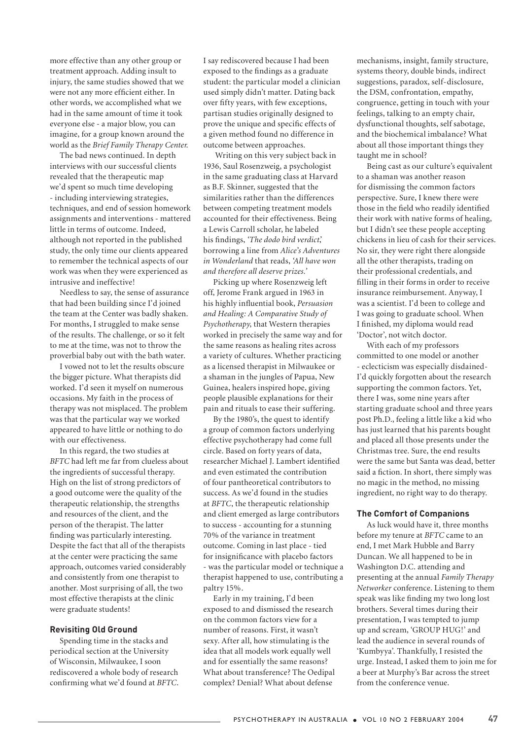more effective than any other group or treatment approach. Adding insult to injury, the same studies showed that we were not any more efficient either. In other words, we accomplished what we had in the same amount of time it took everyone else - a major blow, you can imagine, for a group known around the world as the *Brief Family Therapy Center.*

The bad news continued. In depth interviews with our successful clients revealed that the therapeutic map we'd spent so much time developing - including interviewing strategies, techniques, and end of session homework assignments and interventions - mattered little in terms of outcome. Indeed, although not reported in the published study, the only time our clients appeared to remember the technical aspects of our work was when they were experienced as intrusive and ineffective!

Needless to say, the sense of assurance that had been building since I'd joined the team at the Center was badly shaken. For months, I struggled to make sense of the results. The challenge, or so it felt to me at the time, was not to throw the proverbial baby out with the bath water.

I vowed not to let the results obscure the bigger picture. What therapists did worked. I'd seen it myself on numerous occasions. My faith in the process of therapy was not misplaced. The problem was that the particular way we worked appeared to have little or nothing to do with our effectiveness.

In this regard, the two studies at *BFTC* had left me far from clueless about the ingredients of successful therapy. High on the list of strong predictors of a good outcome were the quality of the therapeutic relationship, the strengths and resources of the client, and the person of the therapist. The latter finding was particularly interesting. Despite the fact that all of the therapists at the center were practicing the same approach, outcomes varied considerably and consistently from one therapist to another. Most surprising of all, the two most effective therapists at the clinic were graduate students!

### Revisiting Old Ground

Spending time in the stacks and periodical section at the University of Wisconsin, Milwaukee, I soon rediscovered a whole body of research confirming what we'd found at *BFTC*. I say rediscovered because I had been exposed to the findings as a graduate student: the particular model a clinician used simply didn't matter. Dating back over fifty years, with few exceptions, partisan studies originally designed to prove the unique and specific effects of a given method found no difference in outcome between approaches.

Writing on this very subject back in 1936, Saul Rosenzweig, a psychologist in the same graduating class at Harvard as B.F. Skinner, suggested that the similarities rather than the differences between competing treatment models accounted for their effectiveness. Being a Lewis Carroll scholar, he labeled his findings, *'The dodo bird verdict',* borrowing a line from *Alice's Adventures in Wonderland* that reads, *'All have won and therefore all deserve prizes.'*

Picking up where Rosenzweig left off, Jerome Frank argued in 1963 in his highly influential book, *Persuasion and Healing: A Comparative Study of Psychotherapy*, that Western therapies worked in precisely the same way and for the same reasons as healing rites across a variety of cultures. Whether practicing as a licensed therapist in Milwaukee or a shaman in the jungles of Papua, New Guinea, healers inspired hope, giving people plausible explanations for their pain and rituals to ease their suffering.

By the 1980's, the quest to identify a group of common factors underlying effective psychotherapy had come full circle. Based on forty years of data, researcher Michael J. Lambert identified and even estimated the contribution of four pantheoretical contributors to success. As we'd found in the studies at *BFTC*, the therapeutic relationship and client emerged as large contributors to success - accounting for a stunning 70% of the variance in treatment outcome. Coming in last place - tied for insignificance with placebo factors - was the particular model or technique a therapist happened to use, contributing a paltry 15%.

Early in my training, I'd been exposed to and dismissed the research on the common factors view for a number of reasons. First, it wasn't sexy. After all, how stimulating is the idea that all models work equally well and for essentially the same reasons? What about transference? The Oedipal complex? Denial? What about defense mechanisms, insight, family structure, systems theory, double binds, indirect suggestions, paradox, self-disclosure, the DSM, confrontation, empathy, congruence, getting in touch with your feelings, talking to an empty chair, dysfunctional thoughts, self sabotage, and the biochemical imbalance? What about all those important things they taught me in school?

Being cast as our culture's equivalent to a shaman was another reason for dismissing the common factors perspective. Sure, I knew there were those in the field who readily identified their work with native forms of healing, but I didn't see these people accepting chickens in lieu of cash for their services. No sir, they were right there alongside all the other therapists, trading on their professional credentials, and filling in their forms in order to receive insurance reimbursement. Anyway, I was a scientist. I'd been to college and I was going to graduate school. When I finished, my diploma would read 'Doctor', not witch doctor.

With each of my professors committed to one model or another - eclecticism was especially disdained- I'd quickly forgotten about the research supporting the common factors. Yet, there I was, some nine years after starting graduate school and three years post Ph.D., feeling a little like a kid who has just learned that his parents bought and placed all those presents under the Christmas tree. Sure, the end results were the same but Santa was dead, better said a fiction. In short, there simply was no magic in the method, no missing ingredient, no right way to do therapy.

### The Comfort of Companions

As luck would have it, three months before my tenure at *BFTC* came to an end, I met Mark Hubble and Barry Duncan. We all happened to be in Washington D.C. attending and presenting at the annual *Family Therapy Networker* conference. Listening to them speak was like finding my two long lost brothers. Several times during their presentation, I was tempted to jump up and scream, 'GROUP HUG!' and lead the audience in several rounds of 'Kumbyya'. Thankfully, I resisted the urge. Instead, I asked them to join me for a beer at Murphy's Bar across the street from the conference venue.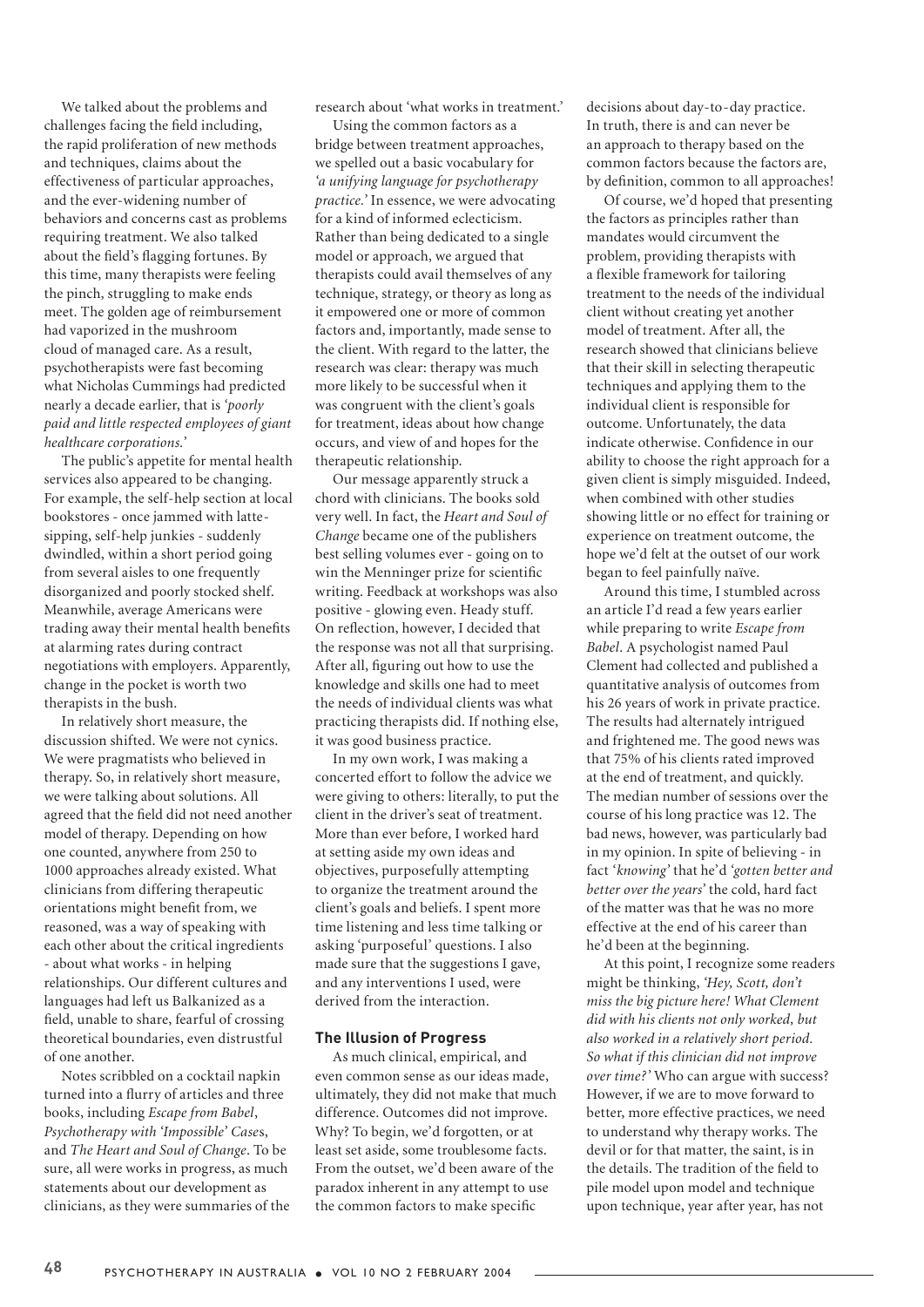We talked about the problems and challenges facing the field including, the rapid proliferation of new methods and techniques, claims about the effectiveness of particular approaches, and the ever-widening number of behaviors and concerns cast as problems requiring treatment. We also talked about the field's flagging fortunes. By this time, many therapists were feeling the pinch, struggling to make ends meet. The golden age of reimbursement had vaporized in the mushroom cloud of managed care. As a result, psychotherapists were fast becoming what Nicholas Cummings had predicted nearly a decade earlier, that is *'poorly paid and little respected employees of giant healthcare corporations.'*

The public's appetite for mental health services also appeared to be changing. For example, the self-help section at local bookstores - once jammed with latte-sipping, self-help junkies - suddenly dwindled, within a short period going from several aisles to one frequently disorganized and poorly stocked shelf. Meanwhile, average Americans were trading away their mental health benefits at alarming rates during contract negotiations with employers. Apparently, change in the pocket is worth two therapists in the bush.

In relatively short measure, the discussion shifted. We were not cynics. We were pragmatists who believed in therapy. So, in relatively short measure, we were talking about solutions. All agreed that the field did not need another model of therapy. Depending on how one counted, anywhere from 250 to 1000 approaches already existed. What clinicians from differing therapeutic orientations might benefit from, we reasoned, was a way of speaking with each other about the critical ingredients - about what works - in helping relationships. Our different cultures and languages had left us Balkanized as a field, unable to share, fearful of crossing theoretical boundaries, even distrustful of one another.

Notes scribbled on a cocktail napkin turned into a flurry of articles and three books, including *Escape from Babel*, *Psychotherapy with 'Impossible' Cases*, and *The Heart and Soul of Change*. To be sure, all were works in progress, as much statements about our development as clinicians, as they were summaries of the research about 'what works in treatment.'

Using the common factors as a bridge between treatment approaches, we spelled out a basic vocabulary for *'a unifying language for psychotherapy practice.'* In essence, we were advocating for a kind of informed eclecticism. Rather than being dedicated to a single model or approach, we argued that therapists could avail themselves of any technique, strategy, or theory as long as it empowered one or more of common factors and, importantly, made sense to the client. With regard to the latter, the research was clear: therapy was much more likely to be successful when it was congruent with the client's goals for treatment, ideas about how change occurs, and view of and hopes for the therapeutic relationship.

Our message apparently struck a chord with clinicians. The books sold very well. In fact, the *Heart and Soul of Change* became one of the publishers best selling volumes ever - going on to win the Menninger prize for scientific writing. Feedback at workshops was also positive - glowing even. Heady stuff. On reflection, however, I decided that the response was not all that surprising. After all, figuring out how to use the knowledge and skills one had to meet the needs of individual clients was what practicing therapists did. If nothing else, it was good business practice.

In my own work, I was making a concerted effort to follow the advice we were giving to others: literally, to put the client in the driver's seat of treatment. More than ever before, I worked hard at setting aside my own ideas and objectives, purposefully attempting to organize the treatment around the client's goals and beliefs. I spent more time listening and less time talking or asking 'purposeful' questions. I also made sure that the suggestions I gave, and any interventions I used, were derived from the interaction.

## The Illusion of Progress

As much clinical, empirical, and even common sense as our ideas made, ultimately, they did not make that much difference. Outcomes did not improve. Why? To begin, we'd forgotten, or at least set aside, some troublesome facts. From the outset, we'd been aware of the paradox inherent in any attempt to use the common factors to make specific decisions about day-to-day practice. In truth, there is and can never be an approach to therapy based on the common factors because the factors are, by definition, common to all approaches!

Of course, we'd hoped that presenting the factors as principles rather than mandates would circumvent the problem, providing therapists with a flexible framework for tailoring treatment to the needs of the individual client without creating yet another model of treatment. After all, the research showed that clinicians believe that their skill in selecting therapeutic techniques and applying them to the individual client is responsible for outcome. Unfortunately, the data indicate otherwise. Confidence in our ability to choose the right approach for a given client is simply misguided. Indeed, when combined with other studies showing little or no effect for training or experience on treatment outcome, the hope we'd felt at the outset of our work began to feel painfully naïve.

Around this time, I stumbled across an article I'd read a few years earlier while preparing to write *Escape from Babel*. A psychologist named Paul Clement had collected and published a quantitative analysis of outcomes from his 26 years of work in private practice. The results had alternately intrigued and frightened me. The good news was that 75% of his clients rated improved at the end of treatment, and quickly. The median number of sessions over the course of his long practice was 12. The bad news, however, was particularly bad in my opinion. In spite of believing - in fact *'knowing'* that he'd *'gotten better and better over the years'* the cold, hard fact of the matter was that he was no more effective at the end of his career than he'd been at the beginning.

At this point, I recognize some readers might be thinking, *'Hey, Scott, don't miss the big picture here! What Clement did with his clients not only worked, but also worked in a relatively short period. So what if this clinician did not improve over time?'* Who can argue with success? However, if we are to move forward to better, more effective practices, we need to understand why therapy works. The devil or for that matter, the saint, is in the details. The tradition of the field to pile model upon model and technique upon technique, year after year, has not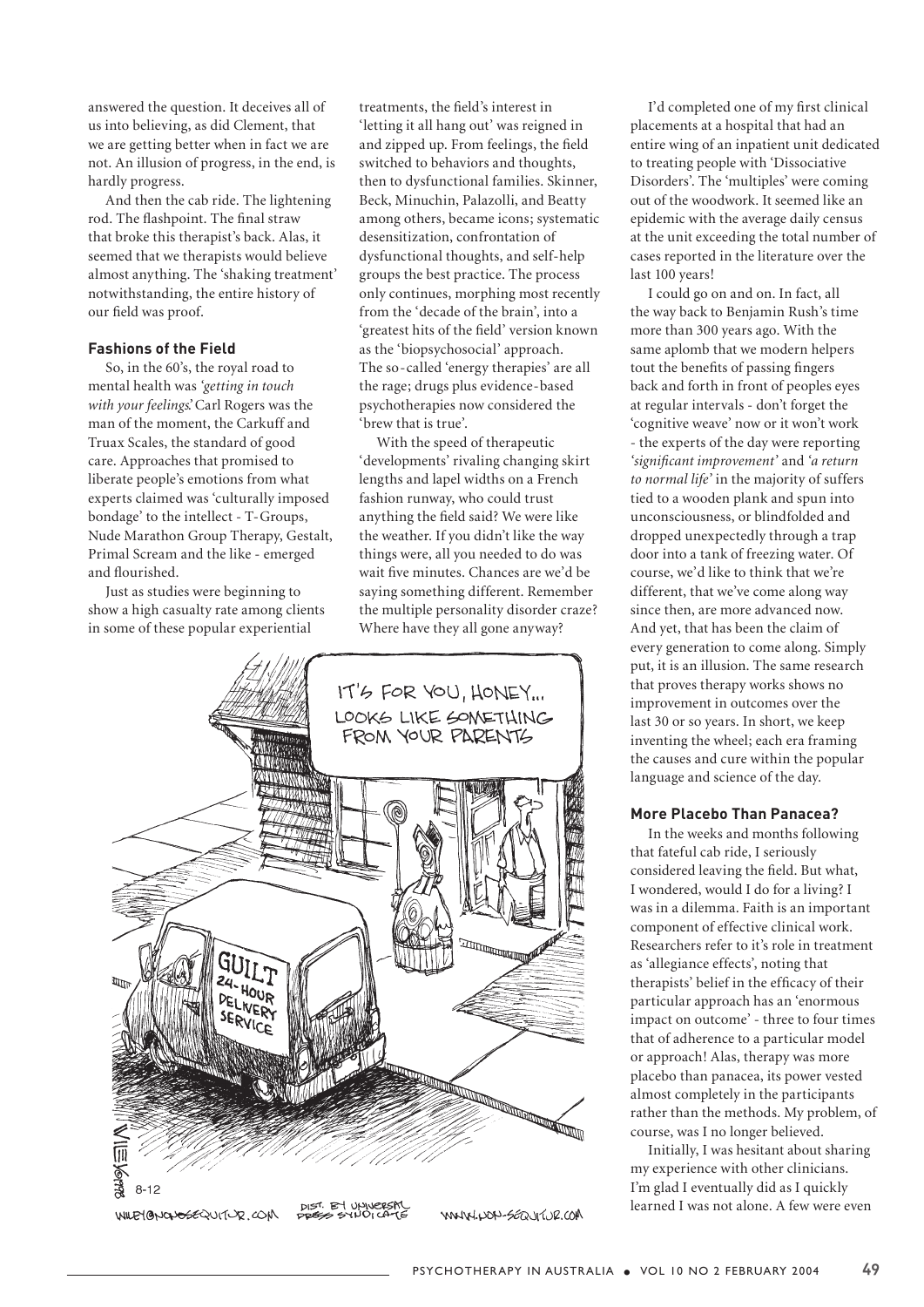answered the question. It deceives all of us into believing, as did Clement, that we are getting better when in fact we are not. An illusion of progress, in the end, is hardly progress.

And then the cab ride. The lightening rod. The flashpoint. The final straw that broke this therapist's back. Alas, it seemed that we therapists would believe almost anything. The 'shaking treatment' notwithstanding, the entire history of our field was proof.

### Fashions of the Field

So, in the 60's, the royal road to mental health was *'getting in touch with your feelings'.* Carl Rogers was the man of the moment, the Carkuff and Truax Scales, the standard of good care. Approaches that promised to liberate people's emotions from what experts claimed was 'culturally imposed bondage' to the intellect - T-Groups, Nude Marathon Group Therapy, Gestalt, Primal Scream and the like - emerged and flourished.

Just as studies were beginning to show a high casualty rate among clients in some of these popular experiential treatments, the field's interest in 'letting it all hang out' was reigned in and zipped up. From feelings, the field switched to behaviors and thoughts, then to dysfunctional families. Skinner, Beck, Minuchin, Palazolli, and Beatty among others, became icons; systematic desensitization, confrontation of dysfunctional thoughts, and self-help groups the best practice. The process only continues, morphing most recently from the 'decade of the brain', into a 'greatest hits of the field' version known as the 'biopsychosocial' approach. The so-called 'energy therapies' are all the rage; drugs plus evidence-based psychotherapies now considered the 'brew that is true'.

With the speed of therapeutic 'developments' rivaling changing skirt lengths and lapel widths on a French fashion runway, who could trust anything the field said? We were like the weather. If you didn't like the way things were, all you needed to do was wait five minutes. Chances are we'd be saying something different. Remember the multiple personality disorder craze? Where have they all gone anyway?

I'd completed one of my first clinical placements at a hospital that had an entire wing of an inpatient unit dedicated to treating people with 'Dissociative Disorders'. The 'multiples' were coming out of the woodwork. It seemed like an epidemic with the average daily census at the unit exceeding the total number of cases reported in the literature over the last 100 years!

I could go on and on. In fact, all the way back to Benjamin Rush's time more than 300 years ago. With the same aplomb that we modern helpers tout the benefits of passing fingers back and forth in front of peoples eyes at regular intervals - don't forget the 'cognitive weave' now or it won't work - the experts of the day were reporting *'significant improvement'* and *'a return to normal life'* in the majority of suffers tied to a wooden plank and spun into unconsciousness, or blindfolded and dropped unexpectedly through a trap door into a tank of freezing water. Of course, we'd like to think that we're different, that we've come along way since then, are more advanced now. And yet, that has been the claim of every generation to come along. Simply put, it is an illusion. The same research that proves therapy works shows no improvement in outcomes over the last 30 or so years. In short, we keep inventing the wheel; each era framing the causes and cure within the popular language and science of the day.

### More Placebo Than Panacea?

In the weeks and months following that fateful cab ride, I seriously considered leaving the field. But what, I wondered, would I do for a living? I was in a dilemma. Faith is an important component of effective clinical work. Researchers refer to it's role in treatment as 'allegiance effects', noting that therapists' belief in the efficacy of their particular approach has an 'enormous impact on outcome' - three to four times that of adherence to a particular model or approach! Alas, therapy was more placebo than panacea, its power vested almost completely in the participants rather than the methods. My problem, of course, was I no longer believed.

Initially, I was hesitant about sharing my experience with other clinicians. I'm glad I eventually did as I quickly learned I was not alone. A few were even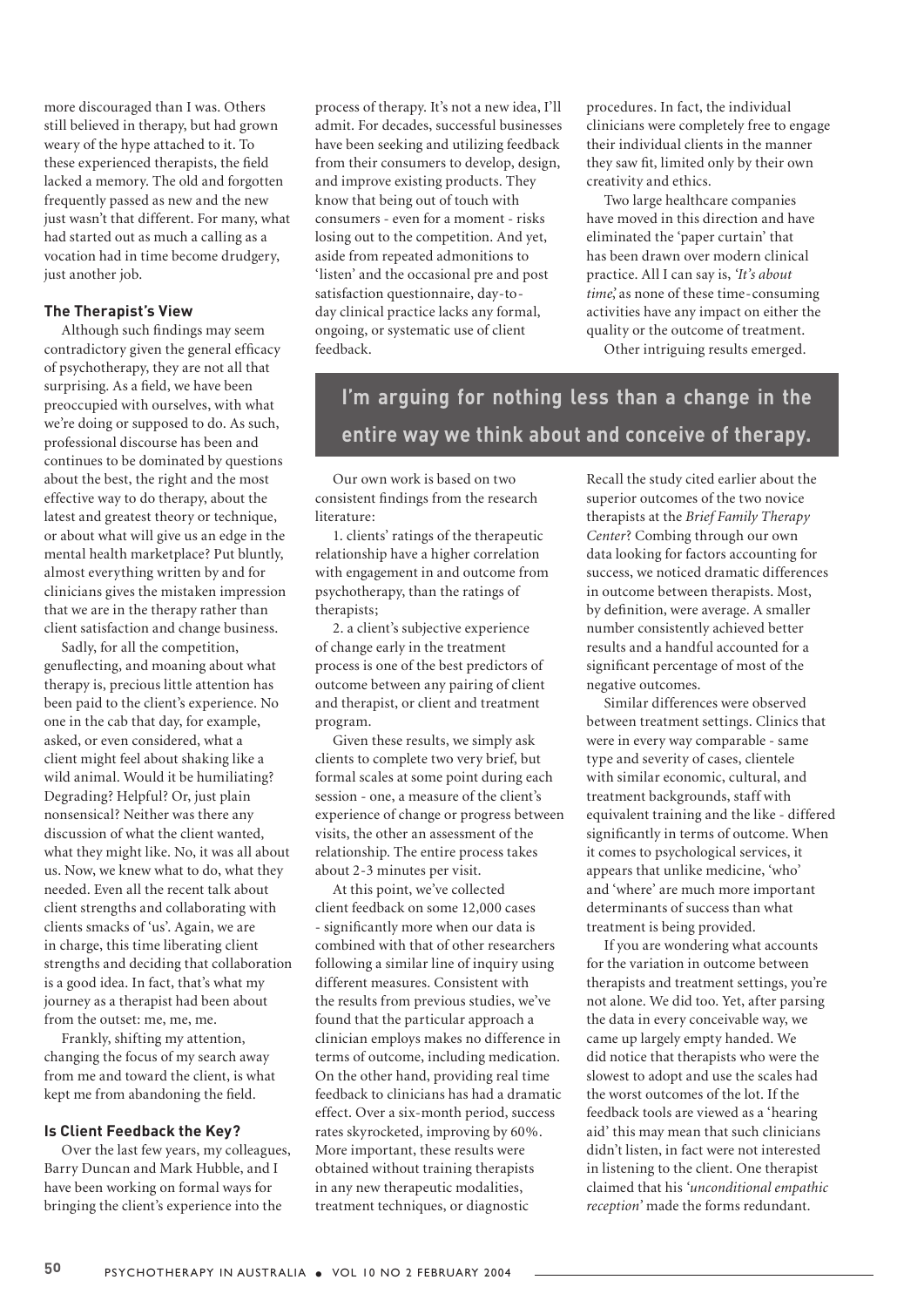more discouraged than I was. Others still believed in therapy, but had grown weary of the hype attached to it. To these experienced therapists, the field lacked a memory. The old and forgotten frequently passed as new and the new just wasn't that different. For many, what had started out as much a calling as a vocation had in time become drudgery, just another job.

### The Therapist's View

Although such findings may seem contradictory given the general efficacy of psychotherapy, they are not all that surprising. As a field, we have been preoccupied with ourselves, with what we're doing or supposed to do. As such, professional discourse has been and continues to be dominated by questions about the best, the right and the most effective way to do therapy, about the latest and greatest theory or technique, or about what will give us an edge in the mental health marketplace? Put bluntly, almost everything written by and for clinicians gives the mistaken impression that we are in the therapy rather than client satisfaction and change business.

Sadly, for all the competition, genuflecting, and moaning about what therapy is, precious little attention has been paid to the client's experience. No one in the cab that day, for example, asked, or even considered, what a client might feel about shaking like a wild animal. Would it be humiliating? Degrading? Helpful? Or, just plain nonsensical? Neither was there any discussion of what the client wanted, what they might like. No, it was all about us. Now, we knew what to do, what they needed. Even all the recent talk about client strengths and collaborating with clients smacks of 'us'. Again, we are in charge, this time liberating client strengths and deciding that collaboration is a good idea. In fact, that's what my journey as a therapist had been about from the outset: me, me, me.

Frankly, shifting my attention, changing the focus of my search away from me and toward the client, is what kept me from abandoning the field.

### Is Client Feedback the Key?

Over the last few years, my colleagues, Barry Duncan and Mark Hubble, and I have been working on formal ways for bringing the client's experience into the process of therapy. It's not a new idea, I'll admit. For decades, successful businesses have been seeking and utilizing feedback from their consumers to develop, design, and improve existing products. They know that being out of touch with consumers - even for a moment - risks losing out to the competition. And yet, aside from repeated admonitions to 'listen' and the occasional pre and post satisfaction questionnaire, day-to-day clinical practice lacks any formal, ongoing, or systematic use of client feedback.

**I'm arguing for nothing less than a change in the entire way we think about and conceive of therapy.**

Our own work is based on two consistent findings from the research literature:

1. clients' ratings of the therapeutic relationship have a higher correlation with engagement in and outcome from psychotherapy, than the ratings of therapists;
2. a client's subjective experience of change early in the treatment process is one of the best predictors of outcome between any pairing of client and therapist, or client and treatment program.

Given these results, we simply ask clients to complete two very brief, but formal scales at some point during each session - one, a measure of the client's experience of change or progress between visits, the other an assessment of the relationship. The entire process takes about 2-3 minutes per visit.

At this point, we've collected client feedback on some 12,000 cases - significantly more when our data is combined with that of other researchers following a similar line of inquiry using different measures. Consistent with the results from previous studies, we've found that the particular approach a clinician employs makes no difference in terms of outcome, including medication. On the other hand, providing real time feedback to clinicians has had a dramatic effect. Over a six-month period, success rates skyrocketed, improving by 60%. More important, these results were obtained without training therapists in any new therapeutic modalities, treatment techniques, or diagnostic procedures. In fact, the individual clinicians were completely free to engage their individual clients in the manner they saw fit, limited only by their own creativity and ethics.

Two large healthcare companies have moved in this direction and have eliminated the 'paper curtain' that has been drawn over modern clinical practice. All I can say is, *'It's about time'*, as none of these time-consuming activities have any impact on either the quality or the outcome of treatment.

Other intriguing results emerged. Recall the study cited earlier about the superior outcomes of the two novice therapists at the *Brief Family Therapy Center*? Combing through our own data looking for factors accounting for success, we noticed dramatic differences in outcome between therapists. Most, by definition, were average. A smaller number consistently achieved better results and a handful accounted for a significant percentage of most of the negative outcomes.

Similar differences were observed between treatment settings. Clinics that were in every way comparable - same type and severity of cases, clientele with similar economic, cultural, and treatment backgrounds, staff with equivalent training and the like - differed significantly in terms of outcome. When it comes to psychological services, it appears that unlike medicine, 'who' and 'where' are much more important determinants of success than what treatment is being provided.

If you are wondering what accounts for the variation in outcome between therapists and treatment settings, you're not alone. We did too. Yet, after parsing the data in every conceivable way, we came up largely empty handed. We did notice that therapists who were the slowest to adopt and use the scales had the worst outcomes of the lot. If the feedback tools are viewed as a 'hearing aid' this may mean that such clinicians didn't listen, in fact were not interested in listening to the client. One therapist claimed that his *'unconditional empathic reception'* made the forms redundant.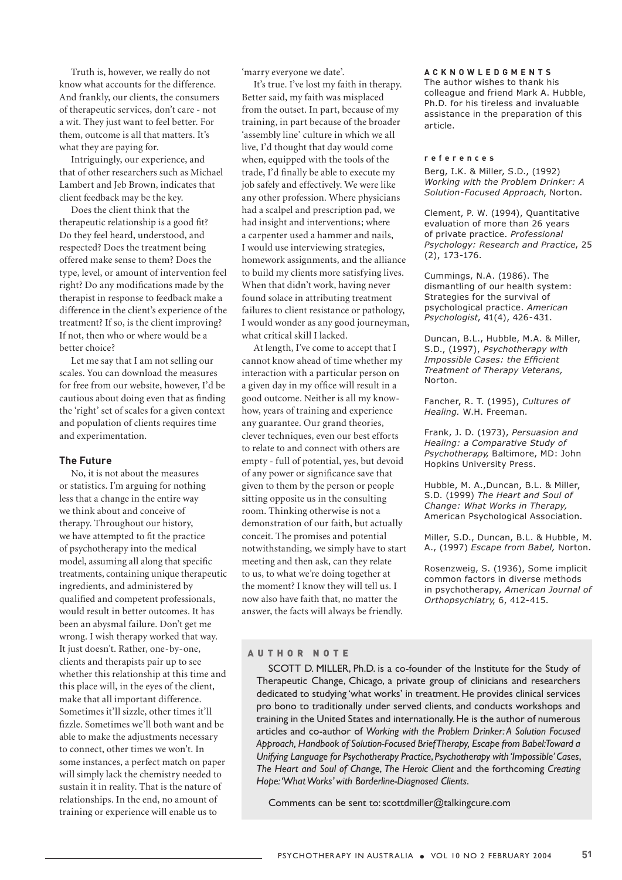Truth is, however, we really do not know what accounts for the difference. And frankly, our clients, the consumers of therapeutic services, don't care - not a wit. They just want to feel better. For them, outcome is all that matters. It's what they are paying for.

Intriguingly, our experience, and that of other researchers such as Michael Lambert and Jeb Brown, indicates that client feedback may be the key.

Does the client think that the therapeutic relationship is a good fit? Do they feel heard, understood, and respected? Does the treatment being offered make sense to them? Does the type, level, or amount of intervention feel right? Do any modifications made by the therapist in response to feedback make a difference in the client's experience of the treatment? If so, is the client improving? If not, then who or where would be a better choice?

Let me say that I am not selling our scales. You can download the measures for free from our website, however, I'd be cautious about doing even that as finding the 'right' set of scales for a given context and population of clients requires time and experimentation.

## The Future

No, it is not about the measures or statistics. I'm arguing for nothing less that a change in the entire way we think about and conceive of therapy. Throughout our history, we have attempted to fit the practice of psychotherapy into the medical model, assuming all along that specific treatments, containing unique therapeutic ingredients, and administered by qualified and competent professionals, would result in better outcomes. It has been an abysmal failure. Don't get me wrong. I wish therapy worked that way. It just doesn't. Rather, one-by-one, clients and therapists pair up to see whether this relationship at this time and this place will, in the eyes of the client, make that all important difference. Sometimes it'll sizzle, other times it'll fizzle. Sometimes we'll both want and be able to make the adjustments necessary to connect, other times we won't. In some instances, a perfect match on paper will simply lack the chemistry needed to sustain it in reality. That is the nature of relationships. In the end, no amount of training or experience will enable us to 'marry everyone we date'.

It's true. I've lost my faith in therapy. Better said, my faith was misplaced from the outset. In part, because of my training, in part because of the broader 'assembly line' culture in which we all live, I'd thought that day would come when, equipped with the tools of the trade, I'd finally be able to execute my job safely and effectively. We were like any other profession. Where physicians had a scalpel and prescription pad, we had insight and interventions; where a carpenter used a hammer and nails, I would use interviewing strategies, homework assignments, and the alliance to build my clients more satisfying lives. When that didn't work, having never found solace in attributing treatment failures to client resistance or pathology, I would wonder as any good journeyman, what critical skill I lacked.

At length, I've come to accept that I cannot know ahead of time whether my interaction with a particular person on a given day in my office will result in a good outcome. Neither is all my know-how, years of training and experience any guarantee. Our grand theories, clever techniques, even our best efforts to relate to and connect with others are empty - full of potential, yes, but devoid of any power or significance save that given to them by the person or people sitting opposite us in the consulting room. Thinking otherwise is not a demonstration of our faith, but actually conceit. The promises and potential notwithstanding, we simply have to start meeting and then ask, can they relate to us, to what we're doing together at the moment? I know they will tell us. I now also have faith that, no matter the answer, the facts will always be friendly.

## Acknowledgments

The author wishes to thank his colleague and friend Mark A. Hubble, Ph.D. for his tireless and invaluable assistance in the preparation of this article.

## References

Berg, I.K. & Miller, S.D., (1992) *Working with the Problem Drinker: A Solution-Focused Approach*, Norton.

Clement, P. W. (1994), Quantitative evaluation of more than 26 years of private practice. *Professional Psychology: Research and Practice*, 25 (2), 173-176.

Cummings, N.A. (1986). The dismantling of our health system: Strategies for the survival of psychological practice. *American Psychologist*, 41(4), 426-431.

Duncan, B.L., Hubble, M.A. & Miller, S.D., (1997), *Psychotherapy with Impossible Cases: the Efficient Treatment of Therapy Veterans,* Norton.

Fancher, R. T. (1995), *Cultures of Healing.* W.H. Freeman.

Frank, J. D. (1973), *Persuasion and Healing: a Comparative Study of Psychotherapy,* Baltimore, MD: John Hopkins University Press.

Hubble, M. A.,Duncan, B.L. & Miller, S.D. (1999) *The Heart and Soul of Change: What Works in Therapy,* American Psychological Association.

Miller, S.D., Duncan, B.L. & Hubble, M. A., (1997) *Escape from Babel,* Norton.

Rosenzweig, S. (1936), Some implicit common factors in diverse methods in psychotherapy, *American Journal of Orthopsychiatry,* 6, 412-415.

## Author Note

SCOTT D. MILLER, Ph.D. is a co-founder of the Institute for the Study of Therapeutic Change, Chicago, a private group of clinicians and researchers dedicated to studying 'what works' in treatment. He provides clinical services pro bono to traditionally under served clients, and conducts workshops and training in the United States and internationally. He is the author of numerous articles and co-author of *Working with the Problem Drinker: A Solution Focused Approach*, *Handbook of Solution-Focused Brief Therapy*, *Escape from Babel: Toward a Unifying Language for Psychotherapy Practice*, *Psychotherapy with 'Impossible' Cases*, *The Heart and Soul of Change*, *The Heroic Client* and the forthcoming *Creating Hope: 'What Works' with Borderline-Diagnosed Clients.*

Comments can be sent to: scottdmiller@talkingcure.com